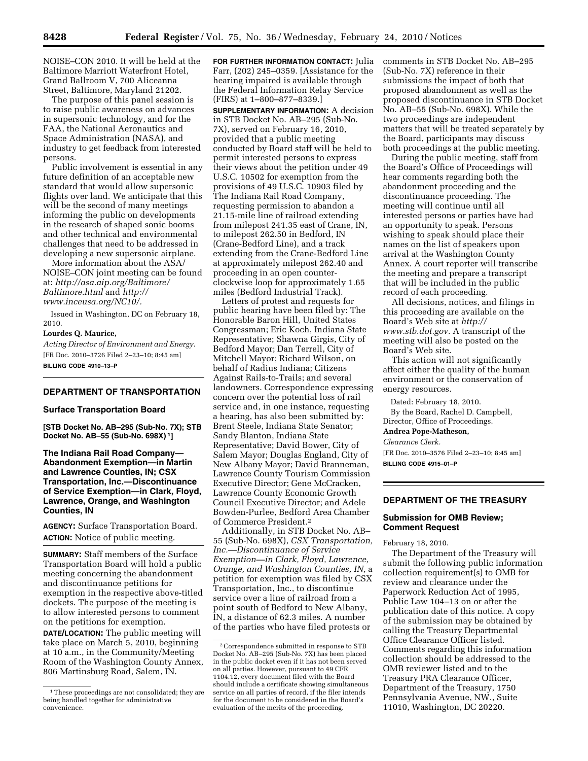NOISE–CON 2010. It will be held at the Baltimore Marriott Waterfront Hotel, Grand Ballroom V, 700 Aliceanna Street, Baltimore, Maryland 21202.

The purpose of this panel session is to raise public awareness on advances in supersonic technology, and for the FAA, the National Aeronautics and Space Administration (NASA), and industry to get feedback from interested persons.

Public involvement is essential in any future definition of an acceptable new standard that would allow supersonic flights over land. We anticipate that this will be the second of many meetings informing the public on developments in the research of shaped sonic booms and other technical and environmental challenges that need to be addressed in developing a new supersonic airplane.

More information about the ASA/NOISE–CON joint meeting can be found at: *http://asa.aip.org/Baltimore/Baltimore.html* and *http://www.inceusa.org/NC10/.*

Issued in Washington, DC on February 18, 2010.

**Lourdes Q. Maurice,**

*Acting Director of Environment and Energy.*

[FR Doc. 2010–3726 Filed 2–23–10; 8:45 am]

**BILLING CODE 4910–13–P**

## DEPARTMENT OF TRANSPORTATION

### Surface Transportation Board

**[STB Docket No. AB–295 (Sub-No. 7X); STB Docket No. AB–55 (Sub-No. 698X) [1]]**

### The Indiana Rail Road Company—Abandonment Exemption—in Martin and Lawrence Counties, IN; CSX Transportation, Inc.—Discontinuance of Service Exemption—in Clark, Floyd, Lawrence, Orange, and Washington Counties, IN

**AGENCY:** Surface Transportation Board.

**ACTION:** Notice of public meeting.

**SUMMARY:** Staff members of the Surface Transportation Board will hold a public meeting concerning the abandonment and discontinuance petitions for exemption in the respective above-titled dockets. The purpose of the meeting is to allow interested persons to comment on the petitions for exemption.

**DATE/LOCATION:** The public meeting will take place on March 5, 2010, beginning at 10 a.m., in the Community/Meeting Room of the Washington County Annex, 806 Martinsburg Road, Salem, IN.

**FOR FURTHER INFORMATION CONTACT:** Julia Farr, (202) 245–0359. [Assistance for the hearing impaired is available through the Federal Information Relay Service (FIRS) at 1–800–877–8339.]

**SUPPLEMENTARY INFORMATION:** A decision in STB Docket No. AB–295 (Sub-No. 7X), served on February 16, 2010, provided that a public meeting conducted by Board staff will be held to permit interested persons to express their views about the petition under 49 U.S.C. 10502 for exemption from the provisions of 49 U.S.C. 10903 filed by The Indiana Rail Road Company, requesting permission to abandon a 21.15-mile line of railroad extending from milepost 241.35 east of Crane, IN, to milepost 262.50 in Bedford, IN (Crane-Bedford Line), and a track extending from the Crane-Bedford Line at approximately milepost 262.40 and proceeding in an open counter-clockwise loop for approximately 1.65 miles (Bedford Industrial Track).

Letters of protest and requests for public hearing have been filed by: The Honorable Baron Hill, United States Congressman; Eric Koch, Indiana State Representative; Shawna Girgis, City of Bedford Mayor; Dan Terrell, City of Mitchell Mayor; Richard Wilson, on behalf of Radius Indiana; Citizens Against Rails-to-Trails; and several landowners. Correspondence expressing concern over the potential loss of rail service and, in one instance, requesting a hearing, has also been submitted by: Brent Steele, Indiana State Senator; Sandy Blanton, Indiana State Representative; David Bower, City of Salem Mayor; Douglas England, City of New Albany Mayor; David Branneman, Lawrence County Tourism Commission Executive Director; Gene McCracken, Lawrence County Economic Growth Council Executive Director; and Adele Bowden-Purlee, Bedford Area Chamber of Commerce President.[2]

Additionally, in STB Docket No. AB–55 (Sub-No. 698X), *CSX Transportation, Inc.—Discontinuance of Service Exemption—in Clark, Floyd, Lawrence, Orange, and Washington Counties, IN,* a petition for exemption was filed by CSX Transportation, Inc., to discontinue service over a line of railroad from a point south of Bedford to New Albany, IN, a distance of 62.3 miles. A number of the parties who have filed protests or comments in STB Docket No. AB–295 (Sub-No. 7X) reference in their submissions the impact of both that proposed abandonment as well as the proposed discontinuance in STB Docket No. AB–55 (Sub-No. 698X). While the two proceedings are independent matters that will be treated separately by the Board, participants may discuss both proceedings at the public meeting.

During the public meeting, staff from the Board's Office of Proceedings will hear comments regarding both the abandonment proceeding and the discontinuance proceeding. The meeting will continue until all interested persons or parties have had an opportunity to speak. Persons wishing to speak should place their names on the list of speakers upon arrival at the Washington County Annex. A court reporter will transcribe the meeting and prepare a transcript that will be included in the public record of each proceeding.

All decisions, notices, and filings in this proceeding are available on the Board's Web site at *http://www.stb.dot.gov.* A transcript of the meeting will also be posted on the Board's Web site.

This action will not significantly affect either the quality of the human environment or the conservation of energy resources.

Dated: February 18, 2010.

By the Board, Rachel D. Campbell, Director, Office of Proceedings.

**Andrea Pope-Matheson,**

*Clearance Clerk.*

[FR Doc. 2010–3576 Filed 2–23–10; 8:45 am]

**BILLING CODE 4915–01–P**

[1] These proceedings are not consolidated; they are being handled together for administrative convenience.

[2] Correspondence submitted in response to STB Docket No. AB–295 (Sub-No. 7X) has been placed in the public docket even if it has not been served on all parties. However, pursuant to 49 CFR 1104.12, every document filed with the Board should include a certificate showing simultaneous service on all parties of record, if the filer intends for the document to be considered in the Board's evaluation of the merits of the proceeding.

## DEPARTMENT OF THE TREASURY

### Submission for OMB Review; Comment Request

February 18, 2010.

The Department of the Treasury will submit the following public information collection requirement(s) to OMB for review and clearance under the Paperwork Reduction Act of 1995, Public Law 104–13 on or after the publication date of this notice. A copy of the submission may be obtained by calling the Treasury Departmental Office Clearance Officer listed. Comments regarding this information collection should be addressed to the OMB reviewer listed and to the Treasury PRA Clearance Officer, Department of the Treasury, 1750 Pennsylvania Avenue, NW., Suite 11010, Washington, DC 20220.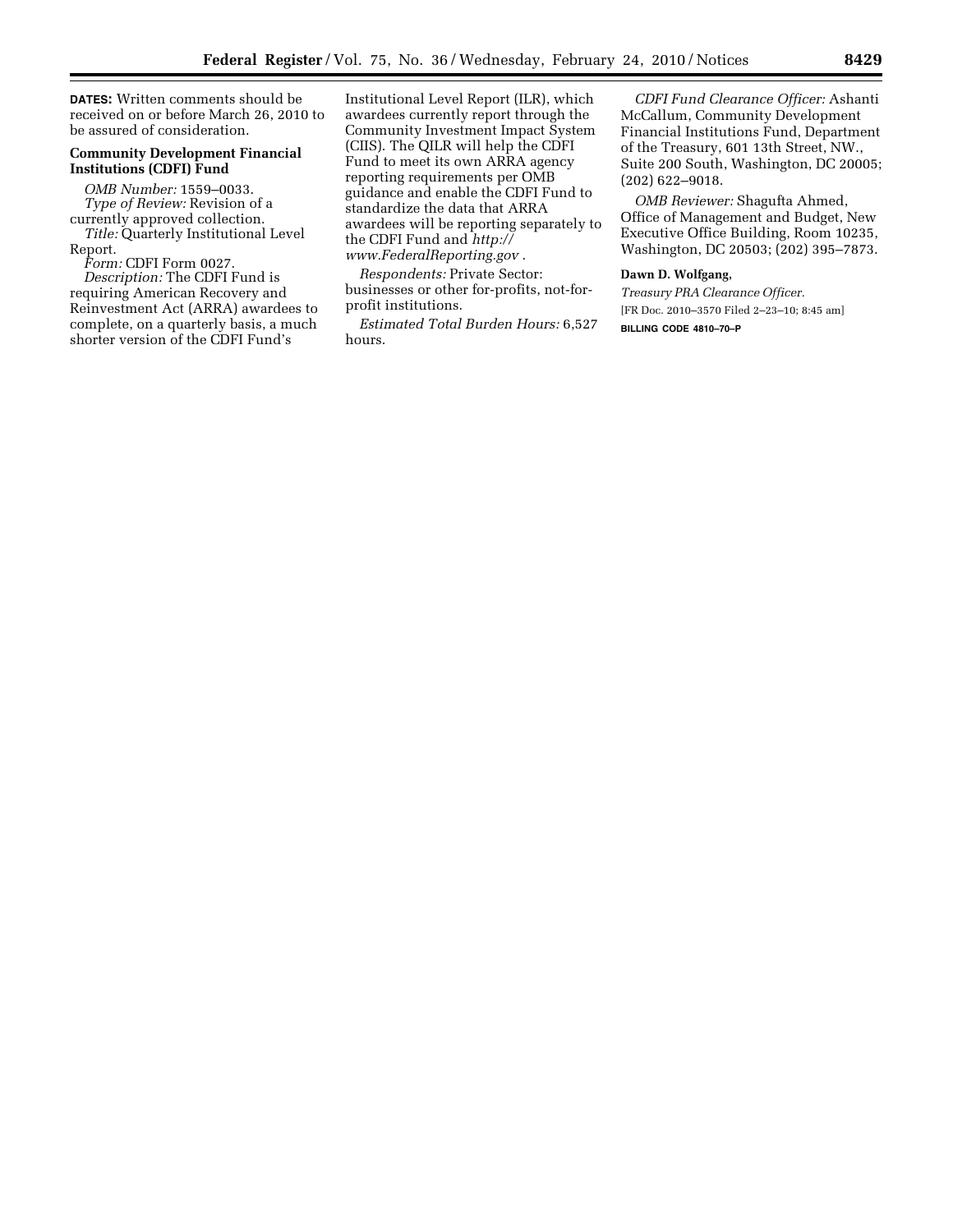**DATES:** Written comments should be received on or before March 26, 2010 to be assured of consideration.

**Community Development Financial Institutions (CDFI) Fund**

*OMB Number:* 1559–0033.

*Type of Review:* Revision of a currently approved collection.

*Title:* Quarterly Institutional Level Report.

*Form:* CDFI Form 0027.

*Description:* The CDFI Fund is requiring American Recovery and Reinvestment Act (ARRA) awardees to complete, on a quarterly basis, a much shorter version of the CDFI Fund's Institutional Level Report (ILR), which awardees currently report through the Community Investment Impact System (CIIS). The QILR will help the CDFI Fund to meet its own ARRA agency reporting requirements per OMB guidance and enable the CDFI Fund to standardize the data that ARRA awardees will be reporting separately to the CDFI Fund and *http://www.FederalReporting.gov* .

*Respondents:* Private Sector: businesses or other for-profits, not-for-profit institutions.

*Estimated Total Burden Hours:* 6,527 hours.

*CDFI Fund Clearance Officer:* Ashanti McCallum, Community Development Financial Institutions Fund, Department of the Treasury, 601 13th Street, NW., Suite 200 South, Washington, DC 20005; (202) 622–9018.

*OMB Reviewer:* Shagufta Ahmed, Office of Management and Budget, New Executive Office Building, Room 10235, Washington, DC 20503; (202) 395–7873.

**Dawn D. Wolfgang,**

*Treasury PRA Clearance Officer.*

[FR Doc. 2010–3570 Filed 2–23–10; 8:45 am]

**BILLING CODE 4810–70–P**